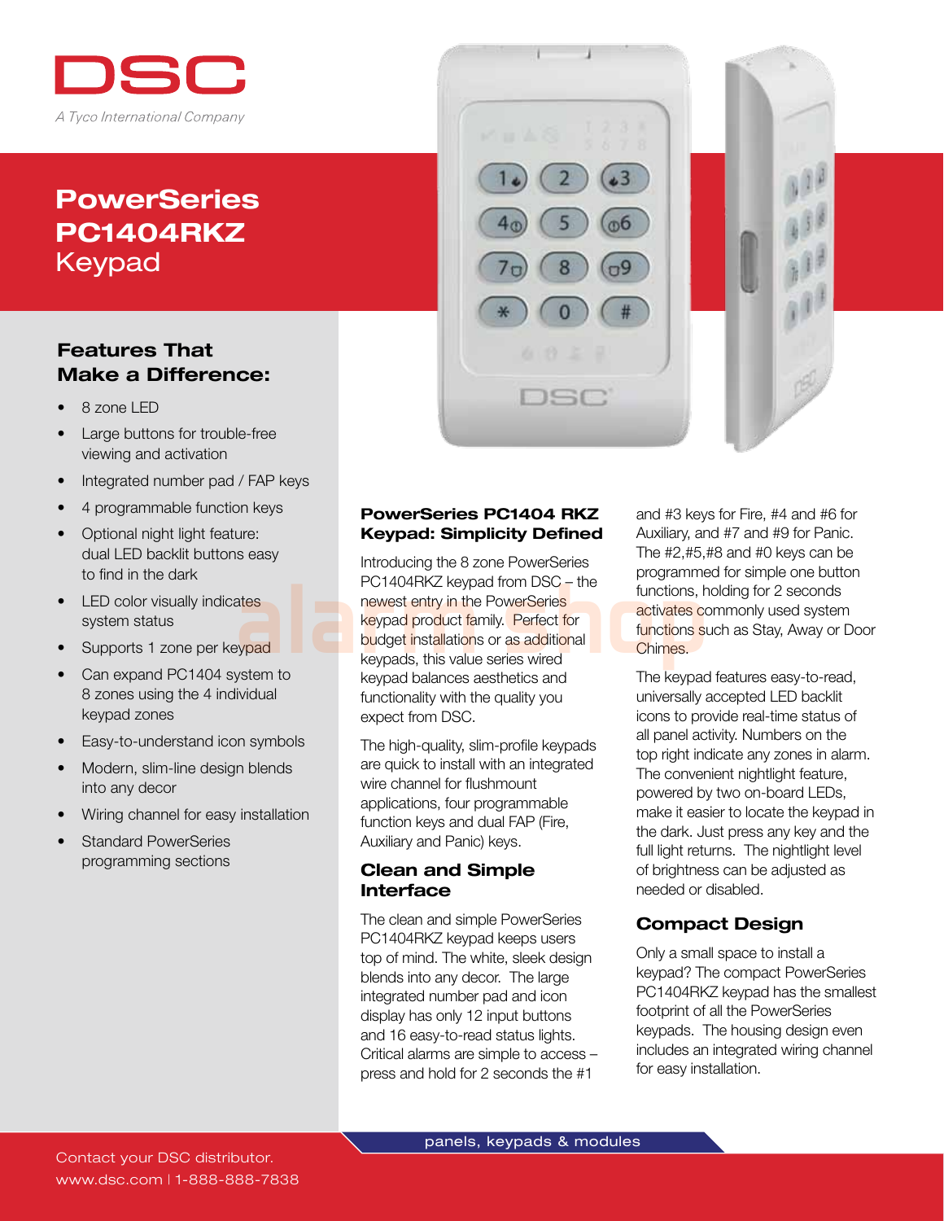DSC

*A Tyco International Company*

# PowerSeries PC1404RKZ Keypad

## Features That Make a Difference:

- 8 zone LED
- Large buttons for trouble-free viewing and activation
- Integrated number pad / FAP keys
- 4 programmable function keys
- Optional night light feature: dual LED backlit buttons easy to find in the dark
- LED color visually indicates system status
- Supports 1 zone per keypad
- Can expand PC1404 system to 8 zones using the 4 individual keypad zones
- Easy-to-understand icon symbols
- Modern, slim-line design blends into any decor
- Wiring channel for easy installation
- Standard PowerSeries programming sections

## PowerSeries PC1404 RKZ Keypad: Simplicity Defined

Introducing the 8 zone PowerSeries PC1404RKZ keypad from DSC – the newest entry in the PowerSeries keypad product family. Perfect for budget installations or as additional keypads, this value series wired keypad balances aesthetics and functionality with the quality you expect from DSC.

The high-quality, slim-profile keypads are quick to install with an integrated wire channel for flushmount applications, four programmable function keys and dual FAP (Fire, Auxiliary and Panic) keys.

## Clean and Simple Interface

The clean and simple PowerSeries PC1404RKZ keypad keeps users top of mind. The white, sleek design blends into any decor. The large integrated number pad and icon display has only 12 input buttons and 16 easy-to-read status lights. Critical alarms are simple to access – press and hold for 2 seconds the #1 and #3 keys for Fire, #4 and #6 for Auxiliary, and #7 and #9 for Panic. The #2,#5,#8 and #0 keys can be programmed for simple one button functions, holding for 2 seconds activates commonly used system functions such as Stay, Away or Door Chimes.

The keypad features easy-to-read, universally accepted LED backlit icons to provide real-time status of all panel activity. Numbers on the top right indicate any zones in alarm. The convenient nightlight feature, powered by two on-board LEDs, make it easier to locate the keypad in the dark. Just press any key and the full light returns. The nightlight level of brightness can be adjusted as needed or disabled.

## Compact Design

Only a small space to install a keypad? The compact PowerSeries PC1404RKZ keypad has the smallest footprint of all the PowerSeries keypads. The housing design even includes an integrated wiring channel for easy installation.

panels, keypads & modules

Contact your DSC distributor.
www.dsc.com | 1-888-888-7838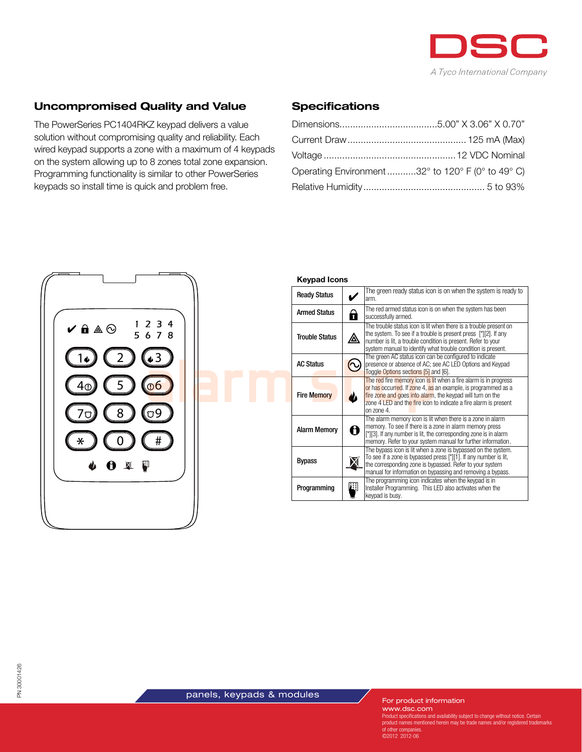DSC

*A Tyco International Company*

## Uncompromised Quality and Value

The PowerSeries PC1404RKZ keypad delivers a value solution without compromising quality and reliability. Each wired keypad supports a zone with a maximum of 4 keypads on the system allowing up to 8 zones total zone expansion. Programming functionality is similar to other PowerSeries keypads so install time is quick and problem free.

## Specifications

Dimensions.....................................5.00" X 3.06" X 0.70"

Current Draw............................................ 125 mA (Max)

Voltage ..................................................12 VDC Nominal

Operating Environment...........32° to 120° F (0° to 49° C)

Relative Humidity............................................. 5 to 93%

### Keypad Icons

| | | |
|---|---|---|
| **Ready Status** | ✔ | The green ready status icon is on when the system is ready to arm. |
| **Armed Status** | 🔒 | The red armed status icon is on when the system has been successfully armed. |
| **Trouble Status** | ⚠ | The trouble status icon is lit when there is a trouble present on the system. To see if a trouble is present press [*][2]. If any number is lit, a trouble condition is present. Refer to your system manual to identify what trouble condition is present. |
| **AC Status** | ∿ | The green AC status icon can be configured to indicate presence or absence of AC; see AC LED Options and Keypad Toggle Options sections [5] and [6]. |
| **Fire Memory** | 🔥 | The red fire memory icon is lit when a fire alarm is in progress or has occurred. If zone 4, as an example, is programmed as a fire zone and goes into alarm, the keypad will turn on the zone 4 LED and the fire icon to indicate a fire alarm is present on zone 4. |
| **Alarm Memory** | ℹ | The alarm memory icon is lit when there is a zone in alarm memory. To see if there is a zone in alarm memory press [*][3]. If any number is lit, the corresponding zone is in alarm memory. Refer to your system manual for further information. |
| **Bypass** | ⊠ | The bypass icon is lit when a zone is bypassed on the system. To see if a zone is bypassed press [*][1]. If any number is lit, the corresponding zone is bypassed. Refer to your system manual for information on bypassing and removing a bypass. |
| **Programming** | ☰ | The programming icon indicates when the keypad is in Installer Programming. This LED also activates when the keypad is busy. |

PN 30001426

panels, keypads & modules

For product information
www.dsc.com
Product specifications and availability subject to change without notice. Certain product names mentioned herein may be trade names and/or registered trademarks of other companies.
©2012 2012-06